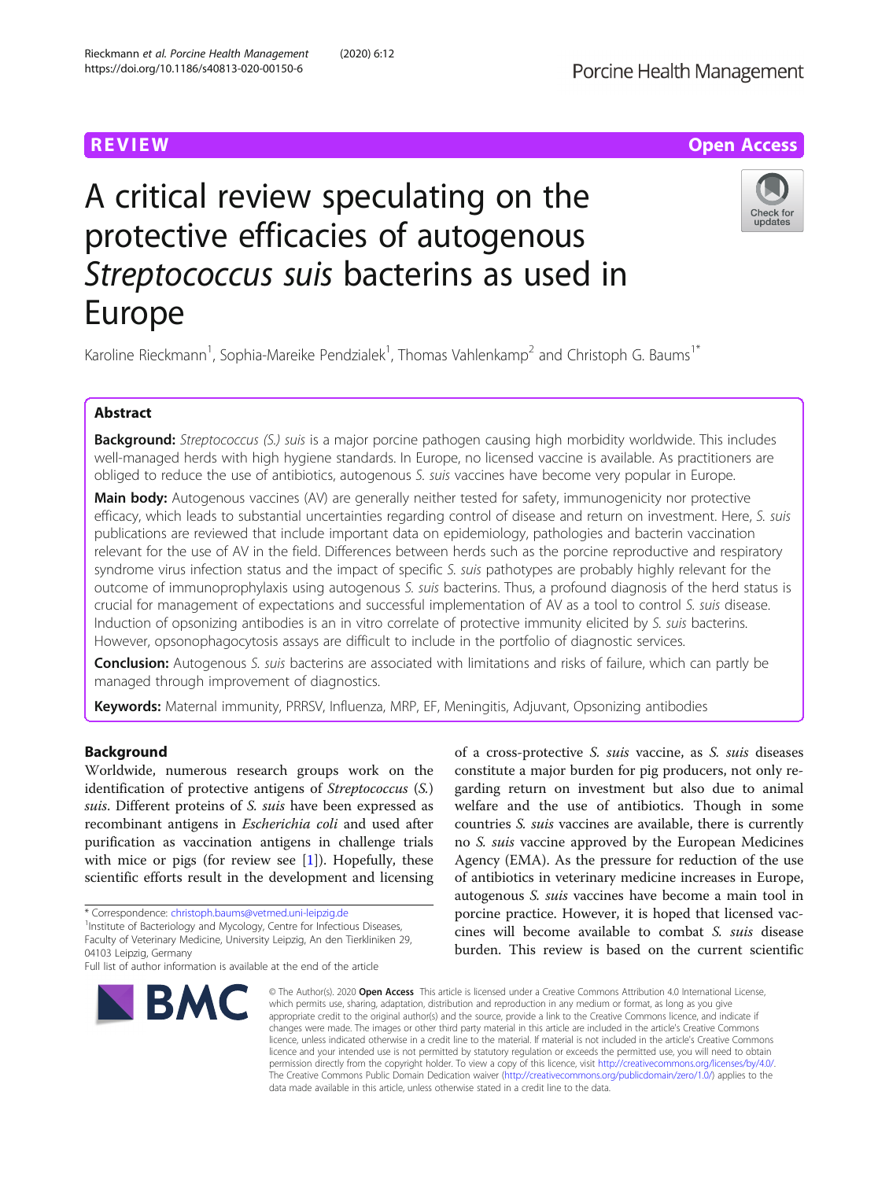REVIEW

Open Access

# A critical review speculating on the protective efficacies of autogenous *Streptococcus suis* bacterins as used in Europe

Karoline Rieckmann[1], Sophia-Mareike Pendzialek[1], Thomas Vahlenkamp[2] and Christoph G. Baums[1*]

## Abstract

**Background:** *Streptococcus (S.) suis* is a major porcine pathogen causing high morbidity worldwide. This includes well-managed herds with high hygiene standards. In Europe, no licensed vaccine is available. As practitioners are obliged to reduce the use of antibiotics, autogenous *S. suis* vaccines have become very popular in Europe.

**Main body:** Autogenous vaccines (AV) are generally neither tested for safety, immunogenicity nor protective efficacy, which leads to substantial uncertainties regarding control of disease and return on investment. Here, *S. suis* publications are reviewed that include important data on epidemiology, pathologies and bacterin vaccination relevant for the use of AV in the field. Differences between herds such as the porcine reproductive and respiratory syndrome virus infection status and the impact of specific *S. suis* pathotypes are probably highly relevant for the outcome of immunoprophylaxis using autogenous *S. suis* bacterins. Thus, a profound diagnosis of the herd status is crucial for management of expectations and successful implementation of AV as a tool to control *S. suis* disease. Induction of opsonizing antibodies is an in vitro correlate of protective immunity elicited by *S. suis* bacterins. However, opsonophagocytosis assays are difficult to include in the portfolio of diagnostic services.

**Conclusion:** Autogenous *S. suis* bacterins are associated with limitations and risks of failure, which can partly be managed through improvement of diagnostics.

**Keywords:** Maternal immunity, PRRSV, Influenza, MRP, EF, Meningitis, Adjuvant, Opsonizing antibodies

## Background

Worldwide, numerous research groups work on the identification of protective antigens of *Streptococcus (S.) suis*. Different proteins of *S. suis* have been expressed as recombinant antigens in *Escherichia coli* and used after purification as vaccination antigens in challenge trials with mice or pigs (for review see [1]). Hopefully, these scientific efforts result in the development and licensing of a cross-protective *S. suis* vaccine, as *S. suis* diseases constitute a major burden for pig producers, not only regarding return on investment but also due to animal welfare and the use of antibiotics. Though in some countries *S. suis* vaccines are available, there is currently no *S. suis* vaccine approved by the European Medicines Agency (EMA). As the pressure for reduction of the use of antibiotics in veterinary medicine increases in Europe, autogenous *S. suis* vaccines have become a main tool in porcine practice. However, it is hoped that licensed vaccines will become available to combat *S. suis* disease burden. This review is based on the current scientific

\* Correspondence: christoph.baums@vetmed.uni-leipzig.de
[1]Institute of Bacteriology and Mycology, Centre for Infectious Diseases, Faculty of Veterinary Medicine, University Leipzig, An den Tierkliniken 29, 04103 Leipzig, Germany
Full list of author information is available at the end of the article

© The Author(s). 2020 **Open Access** This article is licensed under a Creative Commons Attribution 4.0 International License, which permits use, sharing, adaptation, distribution and reproduction in any medium or format, as long as you give appropriate credit to the original author(s) and the source, provide a link to the Creative Commons licence, and indicate if changes were made. The images or other third party material in this article are included in the article's Creative Commons licence, unless indicated otherwise in a credit line to the material. If material is not included in the article's Creative Commons licence and your intended use is not permitted by statutory regulation or exceeds the permitted use, you will need to obtain permission directly from the copyright holder. To view a copy of this licence, visit http://creativecommons.org/licenses/by/4.0/. The Creative Commons Public Domain Dedication waiver (http://creativecommons.org/publicdomain/zero/1.0/) applies to the data made available in this article, unless otherwise stated in a credit line to the data.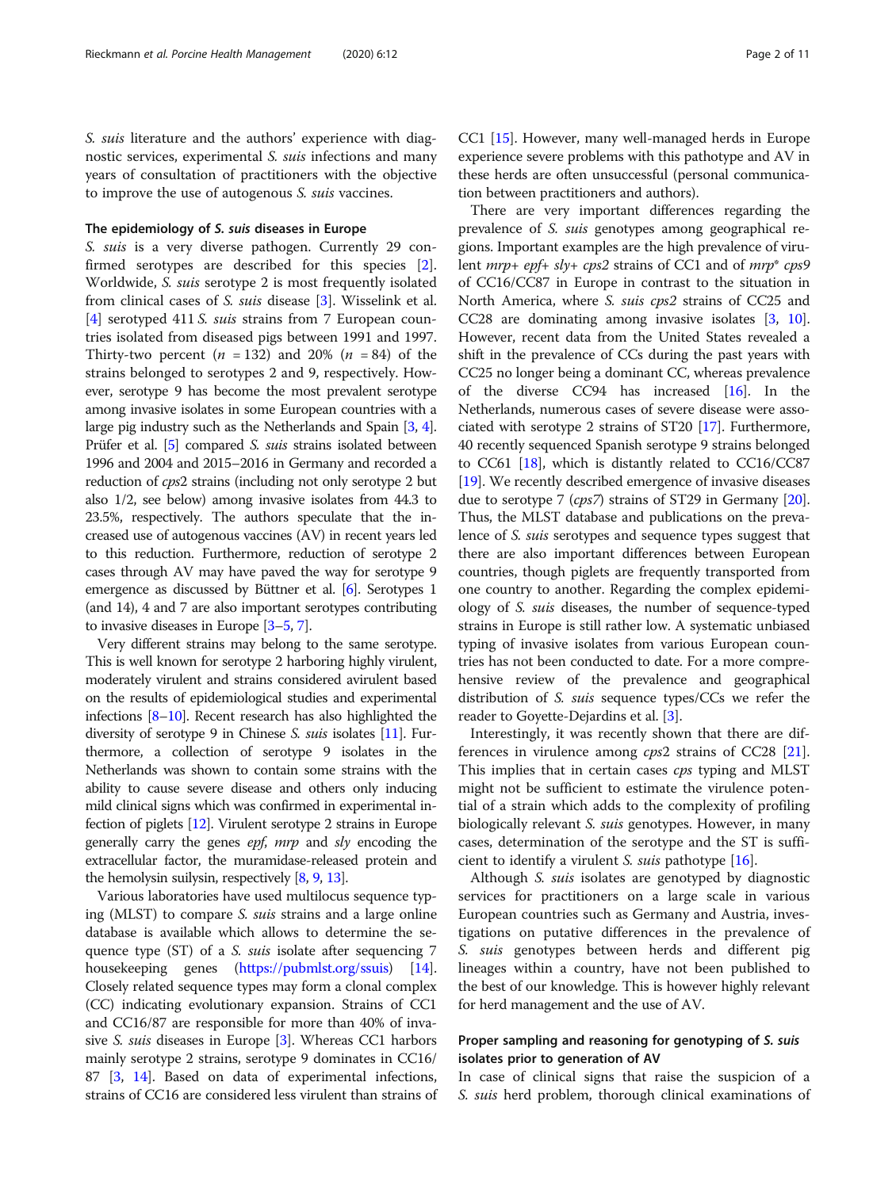*S. suis* literature and the authors' experience with diagnostic services, experimental *S. suis* infections and many years of consultation of practitioners with the objective to improve the use of autogenous *S. suis* vaccines.

## The epidemiology of *S. suis* diseases in Europe

*S. suis* is a very diverse pathogen. Currently 29 confirmed serotypes are described for this species [2]. Worldwide, *S. suis* serotype 2 is most frequently isolated from clinical cases of *S. suis* disease [3]. Wisselink et al. [4] serotyped 411 *S. suis* strains from 7 European countries isolated from diseased pigs between 1991 and 1997. Thirty-two percent ($n = 132$) and 20% ($n = 84$) of the strains belonged to serotypes 2 and 9, respectively. However, serotype 9 has become the most prevalent serotype among invasive isolates in some European countries with a large pig industry such as the Netherlands and Spain [3, 4]. Prüfer et al. [5] compared *S. suis* strains isolated between 1996 and 2004 and 2015–2016 in Germany and recorded a reduction of *cps2* strains (including not only serotype 2 but also 1/2, see below) among invasive isolates from 44.3 to 23.5%, respectively. The authors speculate that the increased use of autogenous vaccines (AV) in recent years led to this reduction. Furthermore, reduction of serotype 2 cases through AV may have paved the way for serotype 9 emergence as discussed by Büttner et al. [6]. Serotypes 1 (and 14), 4 and 7 are also important serotypes contributing to invasive diseases in Europe [3–5, 7].

Very different strains may belong to the same serotype. This is well known for serotype 2 harboring highly virulent, moderately virulent and strains considered avirulent based on the results of epidemiological studies and experimental infections [8–10]. Recent research has also highlighted the diversity of serotype 9 in Chinese *S. suis* isolates [11]. Furthermore, a collection of serotype 9 isolates in the Netherlands was shown to contain some strains with the ability to cause severe disease and others only inducing mild clinical signs which was confirmed in experimental infection of piglets [12]. Virulent serotype 2 strains in Europe generally carry the genes *epf*, *mrp* and *sly* encoding the extracellular factor, the muramidase-released protein and the hemolysin suilysin, respectively [8, 9, 13].

Various laboratories have used multilocus sequence typing (MLST) to compare *S. suis* strains and a large online database is available which allows to determine the sequence type (ST) of a *S. suis* isolate after sequencing 7 housekeeping genes (https://pubmlst.org/ssuis) [14]. Closely related sequence types may form a clonal complex (CC) indicating evolutionary expansion. Strains of CC1 and CC16/87 are responsible for more than 40% of invasive *S. suis* diseases in Europe [3]. Whereas CC1 harbors mainly serotype 2 strains, serotype 9 dominates in CC16/87 [3, 14]. Based on data of experimental infections, strains of CC16 are considered less virulent than strains of CC1 [15]. However, many well-managed herds in Europe experience severe problems with this pathotype and AV in these herds are often unsuccessful (personal communication between practitioners and authors).

There are very important differences regarding the prevalence of *S. suis* genotypes among geographical regions. Important examples are the high prevalence of virulent *mrp+ epf+ sly+ cps2* strains of CC1 and of *mrp\* cps9* of CC16/CC87 in Europe in contrast to the situation in North America, where *S. suis cps2* strains of CC25 and CC28 are dominating among invasive isolates [3, 10]. However, recent data from the United States revealed a shift in the prevalence of CCs during the past years with CC25 no longer being a dominant CC, whereas prevalence of the diverse CC94 has increased [16]. In the Netherlands, numerous cases of severe disease were associated with serotype 2 strains of ST20 [17]. Furthermore, 40 recently sequenced Spanish serotype 9 strains belonged to CC61 [18], which is distantly related to CC16/CC87 [19]. We recently described emergence of invasive diseases due to serotype 7 (*cps7*) strains of ST29 in Germany [20]. Thus, the MLST database and publications on the prevalence of *S. suis* serotypes and sequence types suggest that there are also important differences between European countries, though piglets are frequently transported from one country to another. Regarding the complex epidemiology of *S. suis* diseases, the number of sequence-typed strains in Europe is still rather low. A systematic unbiased typing of invasive isolates from various European countries has not been conducted to date. For a more comprehensive review of the prevalence and geographical distribution of *S. suis* sequence types/CCs we refer the reader to Goyette-Desjardins et al. [3].

Interestingly, it was recently shown that there are differences in virulence among *cps2* strains of CC28 [21]. This implies that in certain cases *cps* typing and MLST might not be sufficient to estimate the virulence potential of a strain which adds to the complexity of profiling biologically relevant *S. suis* genotypes. However, in many cases, determination of the serotype and the ST is sufficient to identify a virulent *S. suis* pathotype [16].

Although *S. suis* isolates are genotyped by diagnostic services for practitioners on a large scale in various European countries such as Germany and Austria, investigations on putative differences in the prevalence of *S. suis* genotypes between herds and different pig lineages within a country, have not been published to the best of our knowledge. This is however highly relevant for herd management and the use of AV.

## Proper sampling and reasoning for genotyping of *S. suis* isolates prior to generation of AV

In case of clinical signs that raise the suspicion of a *S. suis* herd problem, thorough clinical examinations of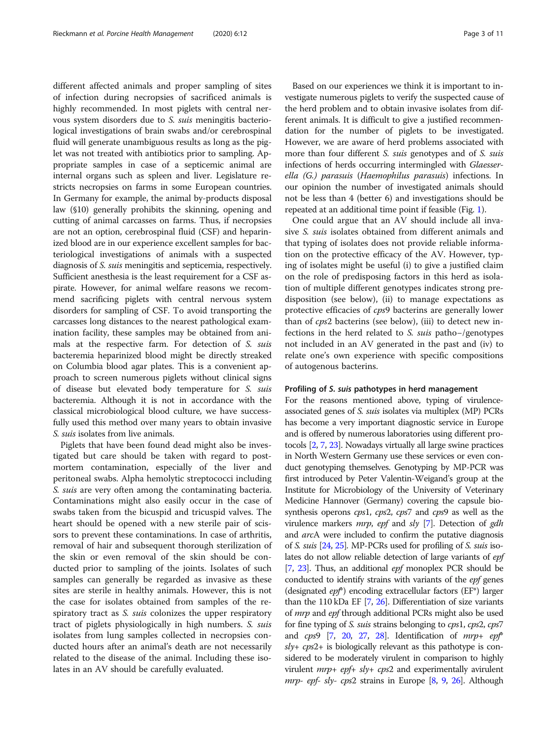different affected animals and proper sampling of sites of infection during necropsies of sacrificed animals is highly recommended. In most piglets with central nervous system disorders due to *S. suis* meningitis bacteriological investigations of brain swabs and/or cerebrospinal fluid will generate unambiguous results as long as the piglet was not treated with antibiotics prior to sampling. Appropriate samples in case of a septicemic animal are internal organs such as spleen and liver. Legislature restricts necropsies on farms in some European countries. In Germany for example, the animal by-products disposal law (§10) generally prohibits the skinning, opening and cutting of animal carcasses on farms. Thus, if necropsies are not an option, cerebrospinal fluid (CSF) and heparinized blood are in our experience excellent samples for bacteriological investigations of animals with a suspected diagnosis of *S. suis* meningitis and septicemia, respectively. Sufficient anesthesia is the least requirement for a CSF aspirate. However, for animal welfare reasons we recommend sacrificing piglets with central nervous system disorders for sampling of CSF. To avoid transporting the carcasses long distances to the nearest pathological examination facility, these samples may be obtained from animals at the respective farm. For detection of *S. suis* bacteremia heparinized blood might be directly streaked on Columbia blood agar plates. This is a convenient approach to screen numerous piglets without clinical signs of disease but elevated body temperature for *S. suis* bacteremia. Although it is not in accordance with the classical microbiological blood culture, we have successfully used this method over many years to obtain invasive *S. suis* isolates from live animals.

Piglets that have been found dead might also be investigated but care should be taken with regard to postmortem contamination, especially of the liver and peritoneal swabs. Alpha hemolytic streptococci including *S. suis* are very often among the contaminating bacteria. Contaminations might also easily occur in the case of swabs taken from the bicuspid and tricuspid valves. The heart should be opened with a new sterile pair of scissors to prevent these contaminations. In case of arthritis, removal of hair and subsequent thorough sterilization of the skin or even removal of the skin should be conducted prior to sampling of the joints. Isolates of such samples can generally be regarded as invasive as these sites are sterile in healthy animals. However, this is not the case for isolates obtained from samples of the respiratory tract as *S. suis* colonizes the upper respiratory tract of piglets physiologically in high numbers. *S. suis* isolates from lung samples collected in necropsies conducted hours after an animal's death are not necessarily related to the disease of the animal. Including these isolates in an AV should be carefully evaluated.

Based on our experiences we think it is important to investigate numerous piglets to verify the suspected cause of the herd problem and to obtain invasive isolates from different animals. It is difficult to give a justified recommendation for the number of piglets to be investigated. However, we are aware of herd problems associated with more than four different *S. suis* genotypes and of *S. suis* infections of herds occurring intermingled with *Glaesserella (G.) parasuis* (*Haemophilus parasuis*) infections. In our opinion the number of investigated animals should not be less than 4 (better 6) and investigations should be repeated at an additional time point if feasible (Fig. 1).

One could argue that an AV should include all invasive *S. suis* isolates obtained from different animals and that typing of isolates does not provide reliable information on the protective efficacy of the AV. However, typing of isolates might be useful (i) to give a justified claim on the role of predisposing factors in this herd as isolation of multiple different genotypes indicates strong predisposition (see below), (ii) to manage expectations as protective efficacies of *cps*9 bacterins are generally lower than of *cps*2 bacterins (see below), (iii) to detect new infections in the herd related to *S. suis* patho−/genotypes not included in an AV generated in the past and (iv) to relate one's own experience with specific compositions of autogenous bacterins.

### Profiling of *S. suis* pathotypes in herd management

For the reasons mentioned above, typing of virulence-associated genes of *S. suis* isolates via multiplex (MP) PCRs has become a very important diagnostic service in Europe and is offered by numerous laboratories using different protocols [2, 7, 23]. Nowadays virtually all large swine practices in North Western Germany use these services or even conduct genotyping themselves. Genotyping by MP-PCR was first introduced by Peter Valentin-Weigand's group at the Institute for Microbiology of the University of Veterinary Medicine Hannover (Germany) covering the capsule biosynthesis operons *cps*1, *cps*2, *cps*7 and *cps*9 as well as the virulence markers *mrp*, *epf* and *sly* [7]. Detection of *gdh* and *arc*A were included to confirm the putative diagnosis of *S. suis* [24, 25]. MP-PCRs used for profiling of *S. suis* isolates do not allow reliable detection of large variants of *epf* [7, 23]. Thus, an additional *epf* monoplex PCR should be conducted to identify strains with variants of the *epf* genes (designated *epf*\*) encoding extracellular factors (EF\*) larger than the 110 kDa EF [7, 26]. Differentiation of size variants of *mrp* and *epf* through additional PCRs might also be used for fine typing of *S. suis* strains belonging to *cps*1, *cps*2, *cps*7 and *cps*9 [7, 20, 27, 28]. Identification of *mrp*+ *epf*\* *sly*+ *cps*2+ is biologically relevant as this pathotype is considered to be moderately virulent in comparison to highly virulent *mrp*+ *epf*+ *sly*+ *cps*2 and experimentally avirulent *mrp*- *epf*- *sly*- *cps*2 strains in Europe [8, 9, 26]. Although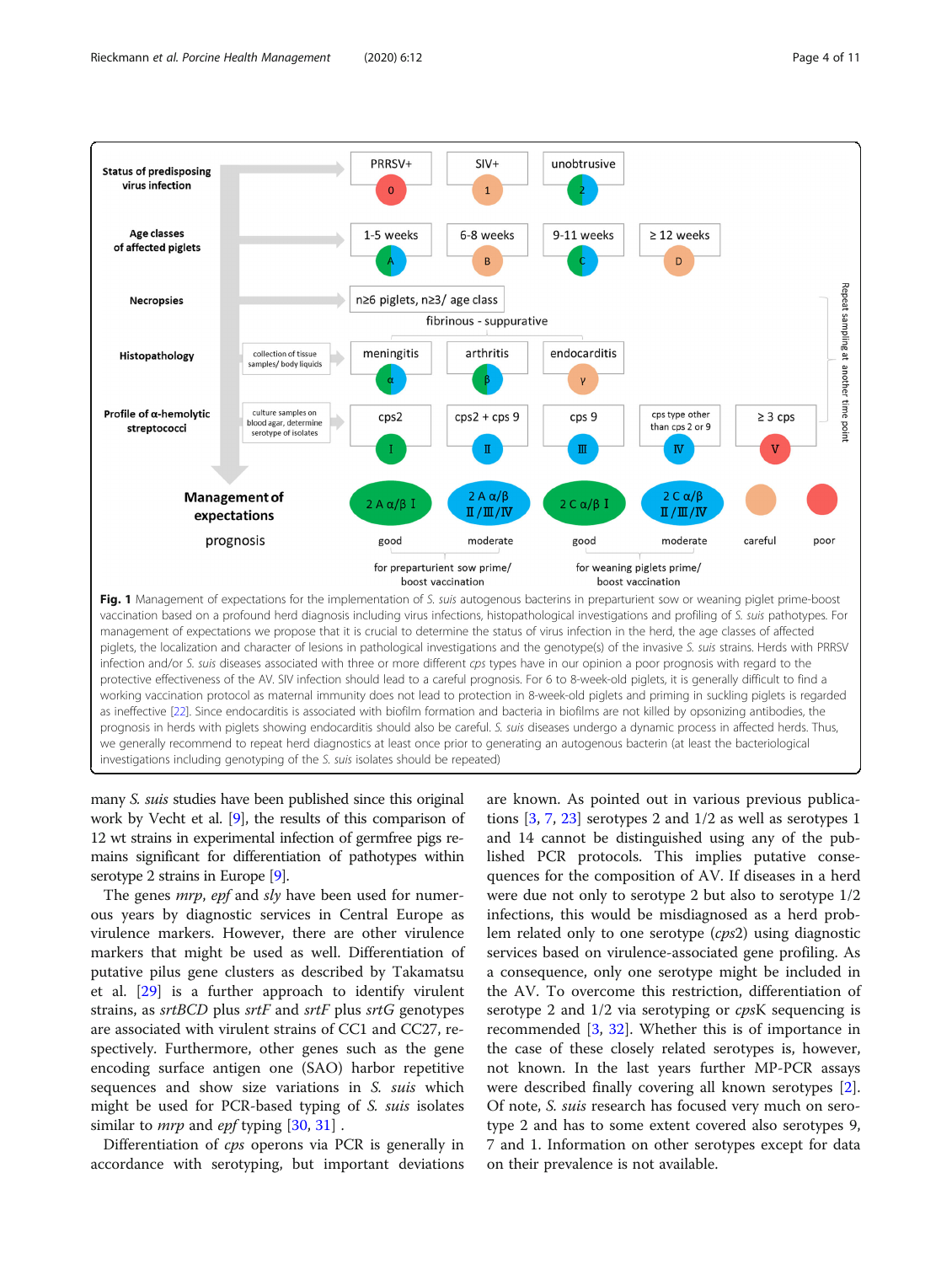**Fig. 1** Management of expectations for the implementation of *S. suis* autogenous bacterins in preparturient sow or weaning piglet prime-boost vaccination based on a profound herd diagnosis including virus infections, histopathological investigations and profiling of *S. suis* pathotypes. For management of expectations we propose that it is crucial to determine the status of virus infection in the herd, the age classes of affected piglets, the localization and character of lesions in pathological investigations and the genotype(s) of the invasive *S. suis* strains. Herds with PRRSV infection and/or *S. suis* diseases associated with three or more different *cps* types have in our opinion a poor prognosis with regard to the protective effectiveness of the AV. SIV infection should lead to a careful prognosis. For 6 to 8-week-old piglets, it is generally difficult to find a working vaccination protocol as maternal immunity does not lead to protection in 8-week-old piglets and priming in suckling piglets is regarded as ineffective [22]. Since endocarditis is associated with biofilm formation and bacteria in biofilms are not killed by opsonizing antibodies, the prognosis in herds with piglets showing endocarditis should also be careful. *S. suis* diseases undergo a dynamic process in affected herds. Thus, we generally recommend to repeat herd diagnostics at least once prior to generating an autogenous bacterin (at least the bacteriological investigations including genotyping of the *S. suis* isolates should be repeated)

many *S. suis* studies have been published since this original work by Vecht et al. [9], the results of this comparison of 12 wt strains in experimental infection of germfree pigs remains significant for differentiation of pathotypes within serotype 2 strains in Europe [9].

The genes *mrp*, *epf* and *sly* have been used for numerous years by diagnostic services in Central Europe as virulence markers. However, there are other virulence markers that might be used as well. Differentiation of putative pilus gene clusters as described by Takamatsu et al. [29] is a further approach to identify virulent strains, as *srtBCD* plus *srtF* and *srtF* plus *srtG* genotypes are associated with virulent strains of CC1 and CC27, respectively. Furthermore, other genes such as the gene encoding surface antigen one (SAO) harbor repetitive sequences and show size variations in *S. suis* which might be used for PCR-based typing of *S. suis* isolates similar to *mrp* and *epf* typing [30, 31] .

Differentiation of *cps* operons via PCR is generally in accordance with serotyping, but important deviations are known. As pointed out in various previous publications [3, 7, 23] serotypes 2 and 1/2 as well as serotypes 1 and 14 cannot be distinguished using any of the published PCR protocols. This implies putative consequences for the composition of AV. If diseases in a herd were due not only to serotype 2 but also to serotype 1/2 infections, this would be misdiagnosed as a herd problem related only to one serotype (*cps*2) using diagnostic services based on virulence-associated gene profiling. As a consequence, only one serotype might be included in the AV. To overcome this restriction, differentiation of serotype 2 and 1/2 via serotyping or *cps*K sequencing is recommended [3, 32]. Whether this is of importance in the case of these closely related serotypes is, however, not known. In the last years further MP-PCR assays were described finally covering all known serotypes [2]. Of note, *S. suis* research has focused very much on serotype 2 and has to some extent covered also serotypes 9, 7 and 1. Information on other serotypes except for data on their prevalence is not available.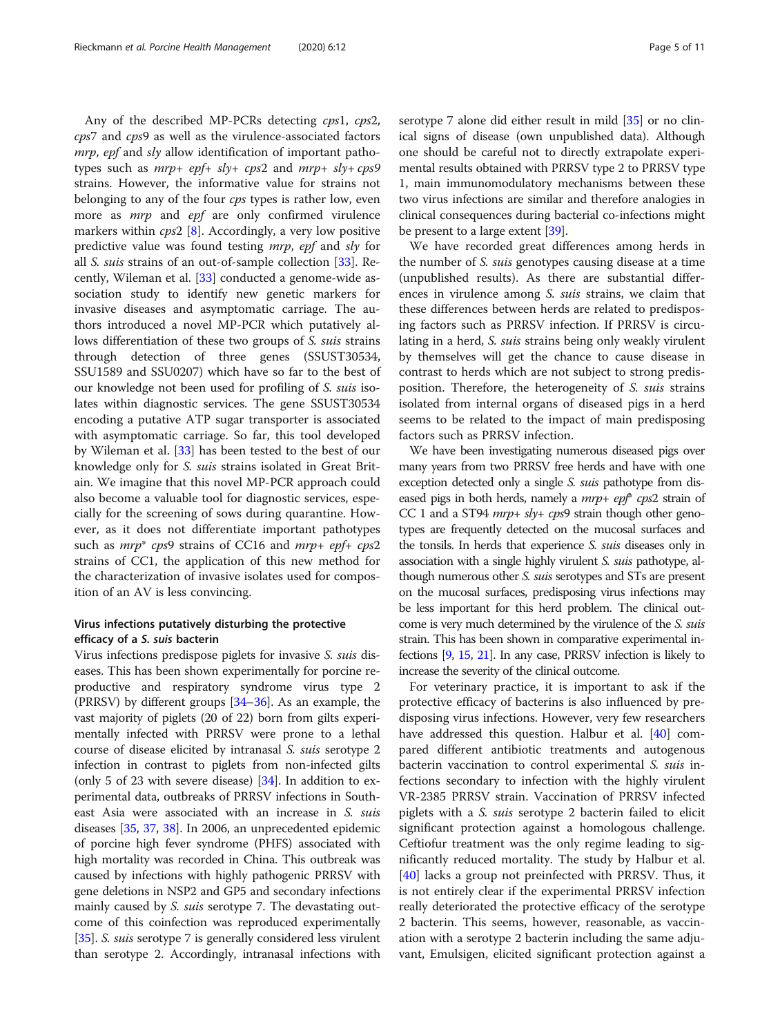Any of the described MP-PCRs detecting *cps*1, *cps*2, *cps*7 and *cps*9 as well as the virulence-associated factors *mrp*, *epf* and *sly* allow identification of important pathotypes such as *mrp+ epf+ sly+ cps*2 and *mrp+ sly+ cps*9 strains. However, the informative value for strains not belonging to any of the four *cps* types is rather low, even more as *mrp* and *epf* are only confirmed virulence markers within *cps*2 [8]. Accordingly, a very low positive predictive value was found testing *mrp*, *epf* and *sly* for all *S. suis* strains of an out-of-sample collection [33]. Recently, Wileman et al. [33] conducted a genome-wide association study to identify new genetic markers for invasive diseases and asymptomatic carriage. The authors introduced a novel MP-PCR which putatively allows differentiation of these two groups of *S. suis* strains through detection of three genes (SSUST30534, SSU1589 and SSU0207) which have so far to the best of our knowledge not been used for profiling of *S. suis* isolates within diagnostic services. The gene SSUST30534 encoding a putative ATP sugar transporter is associated with asymptomatic carriage. So far, this tool developed by Wileman et al. [33] has been tested to the best of our knowledge only for *S. suis* strains isolated in Great Britain. We imagine that this novel MP-PCR approach could also become a valuable tool for diagnostic services, especially for the screening of sows during quarantine. However, as it does not differentiate important pathotypes such as *mrp*\* *cps*9 strains of CC16 and *mrp+ epf+ cps*2 strains of CC1, the application of this new method for the characterization of invasive isolates used for composition of an AV is less convincing.

## Virus infections putatively disturbing the protective efficacy of a *S. suis* bacterin

Virus infections predispose piglets for invasive *S. suis* diseases. This has been shown experimentally for porcine reproductive and respiratory syndrome virus type 2 (PRRSV) by different groups [34–36]. As an example, the vast majority of piglets (20 of 22) born from gilts experimentally infected with PRRSV were prone to a lethal course of disease elicited by intranasal *S. suis* serotype 2 infection in contrast to piglets from non-infected gilts (only 5 of 23 with severe disease) [34]. In addition to experimental data, outbreaks of PRRSV infections in Southeast Asia were associated with an increase in *S. suis* diseases [35, 37, 38]. In 2006, an unprecedented epidemic of porcine high fever syndrome (PHFS) associated with high mortality was recorded in China. This outbreak was caused by infections with highly pathogenic PRRSV with gene deletions in NSP2 and GP5 and secondary infections mainly caused by *S. suis* serotype 7. The devastating outcome of this coinfection was reproduced experimentally [35]. *S. suis* serotype 7 is generally considered less virulent than serotype 2. Accordingly, intranasal infections with serotype 7 alone did either result in mild [35] or no clinical signs of disease (own unpublished data). Although one should be careful not to directly extrapolate experimental results obtained with PRRSV type 2 to PRRSV type 1, main immunomodulatory mechanisms between these two virus infections are similar and therefore analogies in clinical consequences during bacterial co-infections might be present to a large extent [39].

We have recorded great differences among herds in the number of *S. suis* genotypes causing disease at a time (unpublished results). As there are substantial differences in virulence among *S. suis* strains, we claim that these differences between herds are related to predisposing factors such as PRRSV infection. If PRRSV is circulating in a herd, *S. suis* strains being only weakly virulent by themselves will get the chance to cause disease in contrast to herds which are not subject to strong predisposition. Therefore, the heterogeneity of *S. suis* strains isolated from internal organs of diseased pigs in a herd seems to be related to the impact of main predisposing factors such as PRRSV infection.

We have been investigating numerous diseased pigs over many years from two PRRSV free herds and have with one exception detected only a single *S. suis* pathotype from diseased pigs in both herds, namely a *mrp+ epf*\* *cps*2 strain of CC 1 and a ST94 *mrp+ sly+ cps*9 strain though other genotypes are frequently detected on the mucosal surfaces and the tonsils. In herds that experience *S. suis* diseases only in association with a single highly virulent *S. suis* pathotype, although numerous other *S. suis* serotypes and STs are present on the mucosal surfaces, predisposing virus infections may be less important for this herd problem. The clinical outcome is very much determined by the virulence of the *S. suis* strain. This has been shown in comparative experimental infections [9, 15, 21]. In any case, PRRSV infection is likely to increase the severity of the clinical outcome.

For veterinary practice, it is important to ask if the protective efficacy of bacterins is also influenced by predisposing virus infections. However, very few researchers have addressed this question. Halbur et al. [40] compared different antibiotic treatments and autogenous bacterin vaccination to control experimental *S. suis* infections secondary to infection with the highly virulent VR-2385 PRRSV strain. Vaccination of PRRSV infected piglets with a *S. suis* serotype 2 bacterin failed to elicit significant protection against a homologous challenge. Ceftiofur treatment was the only regime leading to significantly reduced mortality. The study by Halbur et al. [40] lacks a group not preinfected with PRRSV. Thus, it is not entirely clear if the experimental PRRSV infection really deteriorated the protective efficacy of the serotype 2 bacterin. This seems, however, reasonable, as vaccination with a serotype 2 bacterin including the same adjuvant, Emulsigen, elicited significant protection against a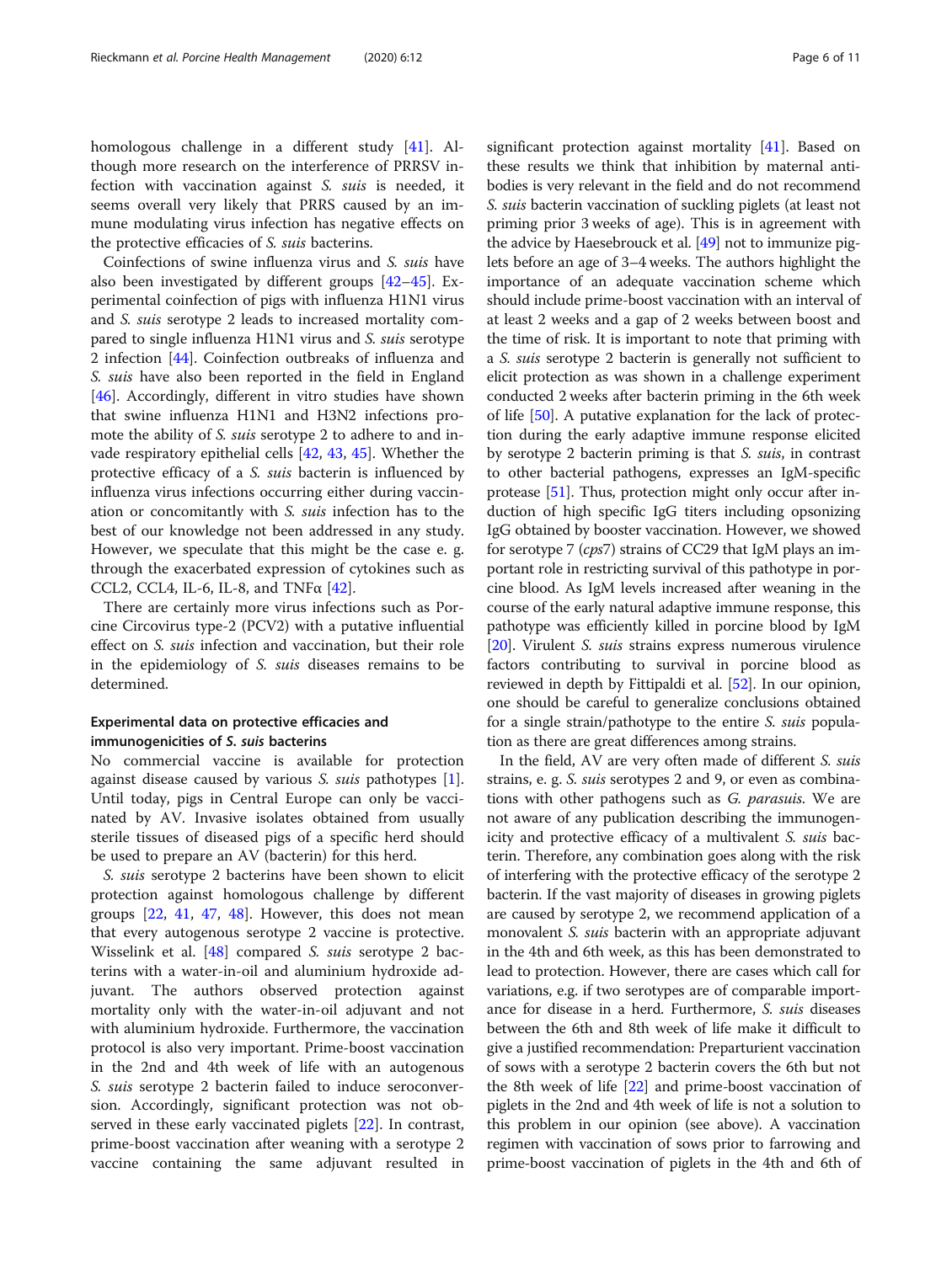homologous challenge in a different study [41]. Although more research on the interference of PRRSV infection with vaccination against *S. suis* is needed, it seems overall very likely that PRRS caused by an immune modulating virus infection has negative effects on the protective efficacies of *S. suis* bacterins.

Coinfections of swine influenza virus and *S. suis* have also been investigated by different groups [42–45]. Experimental coinfection of pigs with influenza H1N1 virus and *S. suis* serotype 2 leads to increased mortality compared to single influenza H1N1 virus and *S. suis* serotype 2 infection [44]. Coinfection outbreaks of influenza and *S. suis* have also been reported in the field in England [46]. Accordingly, different in vitro studies have shown that swine influenza H1N1 and H3N2 infections promote the ability of *S. suis* serotype 2 to adhere to and invade respiratory epithelial cells [42, 43, 45]. Whether the protective efficacy of a *S. suis* bacterin is influenced by influenza virus infections occurring either during vaccination or concomitantly with *S. suis* infection has to the best of our knowledge not been addressed in any study. However, we speculate that this might be the case e. g. through the exacerbated expression of cytokines such as CCL2, CCL4, IL-6, IL-8, and TNFα [42].

There are certainly more virus infections such as Porcine Circovirus type-2 (PCV2) with a putative influential effect on *S. suis* infection and vaccination, but their role in the epidemiology of *S. suis* diseases remains to be determined.

## Experimental data on protective efficacies and immunogenicities of *S. suis* bacterins

No commercial vaccine is available for protection against disease caused by various *S. suis* pathotypes [1]. Until today, pigs in Central Europe can only be vaccinated by AV. Invasive isolates obtained from usually sterile tissues of diseased pigs of a specific herd should be used to prepare an AV (bacterin) for this herd.

*S. suis* serotype 2 bacterins have been shown to elicit protection against homologous challenge by different groups [22, 41, 47, 48]. However, this does not mean that every autogenous serotype 2 vaccine is protective. Wisselink et al. [48] compared *S. suis* serotype 2 bacterins with a water-in-oil and aluminium hydroxide adjuvant. The authors observed protection against mortality only with the water-in-oil adjuvant and not with aluminium hydroxide. Furthermore, the vaccination protocol is also very important. Prime-boost vaccination in the 2nd and 4th week of life with an autogenous *S. suis* serotype 2 bacterin failed to induce seroconversion. Accordingly, significant protection was not observed in these early vaccinated piglets [22]. In contrast, prime-boost vaccination after weaning with a serotype 2 vaccine containing the same adjuvant resulted in significant protection against mortality [41]. Based on these results we think that inhibition by maternal antibodies is very relevant in the field and do not recommend *S. suis* bacterin vaccination of suckling piglets (at least not priming prior 3 weeks of age). This is in agreement with the advice by Haesebrouck et al. [49] not to immunize piglets before an age of 3–4 weeks. The authors highlight the importance of an adequate vaccination scheme which should include prime-boost vaccination with an interval of at least 2 weeks and a gap of 2 weeks between boost and the time of risk. It is important to note that priming with a *S. suis* serotype 2 bacterin is generally not sufficient to elicit protection as was shown in a challenge experiment conducted 2 weeks after bacterin priming in the 6th week of life [50]. A putative explanation for the lack of protection during the early adaptive immune response elicited by serotype 2 bacterin priming is that *S. suis*, in contrast to other bacterial pathogens, expresses an IgM-specific protease [51]. Thus, protection might only occur after induction of high specific IgG titers including opsonizing IgG obtained by booster vaccination. However, we showed for serotype 7 (*cps7*) strains of CC29 that IgM plays an important role in restricting survival of this pathotype in porcine blood. As IgM levels increased after weaning in the course of the early natural adaptive immune response, this pathotype was efficiently killed in porcine blood by IgM [20]. Virulent *S. suis* strains express numerous virulence factors contributing to survival in porcine blood as reviewed in depth by Fittipaldi et al. [52]. In our opinion, one should be careful to generalize conclusions obtained for a single strain/pathotype to the entire *S. suis* population as there are great differences among strains.

In the field, AV are very often made of different *S. suis* strains, e. g. *S. suis* serotypes 2 and 9, or even as combinations with other pathogens such as *G. parasuis*. We are not aware of any publication describing the immunogenicity and protective efficacy of a multivalent *S. suis* bacterin. Therefore, any combination goes along with the risk of interfering with the protective efficacy of the serotype 2 bacterin. If the vast majority of diseases in growing piglets are caused by serotype 2, we recommend application of a monovalent *S. suis* bacterin with an appropriate adjuvant in the 4th and 6th week, as this has been demonstrated to lead to protection. However, there are cases which call for variations, e.g. if two serotypes are of comparable importance for disease in a herd. Furthermore, *S. suis* diseases between the 6th and 8th week of life make it difficult to give a justified recommendation: Preparturient vaccination of sows with a serotype 2 bacterin covers the 6th but not the 8th week of life [22] and prime-boost vaccination of piglets in the 2nd and 4th week of life is not a solution to this problem in our opinion (see above). A vaccination regimen with vaccination of sows prior to farrowing and prime-boost vaccination of piglets in the 4th and 6th of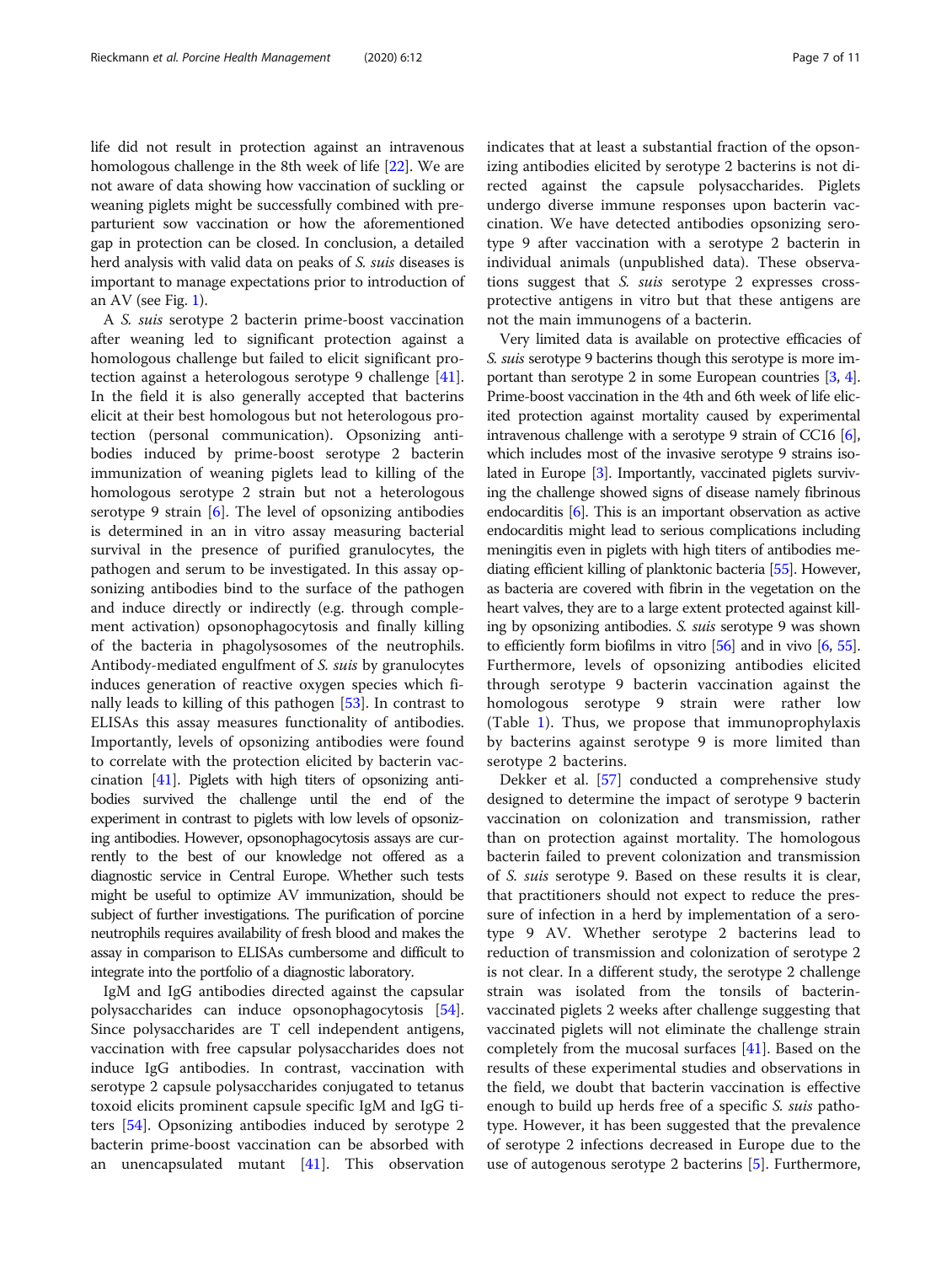life did not result in protection against an intravenous homologous challenge in the 8th week of life [22]. We are not aware of data showing how vaccination of suckling or weaning piglets might be successfully combined with preparturient sow vaccination or how the aforementioned gap in protection can be closed. In conclusion, a detailed herd analysis with valid data on peaks of *S. suis* diseases is important to manage expectations prior to introduction of an AV (see Fig. 1).

A *S. suis* serotype 2 bacterin prime-boost vaccination after weaning led to significant protection against a homologous challenge but failed to elicit significant protection against a heterologous serotype 9 challenge [41]. In the field it is also generally accepted that bacterins elicit at their best homologous but not heterologous protection (personal communication). Opsonizing antibodies induced by prime-boost serotype 2 bacterin immunization of weaning piglets lead to killing of the homologous serotype 2 strain but not a heterologous serotype 9 strain [6]. The level of opsonizing antibodies is determined in an in vitro assay measuring bacterial survival in the presence of purified granulocytes, the pathogen and serum to be investigated. In this assay opsonizing antibodies bind to the surface of the pathogen and induce directly or indirectly (e.g. through complement activation) opsonophagocytosis and finally killing of the bacteria in phagolysosomes of the neutrophils. Antibody-mediated engulfment of *S. suis* by granulocytes induces generation of reactive oxygen species which finally leads to killing of this pathogen [53]. In contrast to ELISAs this assay measures functionality of antibodies. Importantly, levels of opsonizing antibodies were found to correlate with the protection elicited by bacterin vaccination [41]. Piglets with high titers of opsonizing antibodies survived the challenge until the end of the experiment in contrast to piglets with low levels of opsonizing antibodies. However, opsonophagocytosis assays are currently to the best of our knowledge not offered as a diagnostic service in Central Europe. Whether such tests might be useful to optimize AV immunization, should be subject of further investigations. The purification of porcine neutrophils requires availability of fresh blood and makes the assay in comparison to ELISAs cumbersome and difficult to integrate into the portfolio of a diagnostic laboratory.

IgM and IgG antibodies directed against the capsular polysaccharides can induce opsonophagocytosis [54]. Since polysaccharides are T cell independent antigens, vaccination with free capsular polysaccharides does not induce IgG antibodies. In contrast, vaccination with serotype 2 capsule polysaccharides conjugated to tetanus toxoid elicits prominent capsule specific IgM and IgG titers [54]. Opsonizing antibodies induced by serotype 2 bacterin prime-boost vaccination can be absorbed with an unencapsulated mutant [41]. This observation indicates that at least a substantial fraction of the opsonizing antibodies elicited by serotype 2 bacterins is not directed against the capsule polysaccharides. Piglets undergo diverse immune responses upon bacterin vaccination. We have detected antibodies opsonizing serotype 9 after vaccination with a serotype 2 bacterin in individual animals (unpublished data). These observations suggest that *S. suis* serotype 2 expresses cross-protective antigens in vitro but that these antigens are not the main immunogens of a bacterin.

Very limited data is available on protective efficacies of *S. suis* serotype 9 bacterins though this serotype is more important than serotype 2 in some European countries [3, 4]. Prime-boost vaccination in the 4th and 6th week of life elicited protection against mortality caused by experimental intravenous challenge with a serotype 9 strain of CC16 [6], which includes most of the invasive serotype 9 strains isolated in Europe [3]. Importantly, vaccinated piglets surviving the challenge showed signs of disease namely fibrinous endocarditis [6]. This is an important observation as active endocarditis might lead to serious complications including meningitis even in piglets with high titers of antibodies mediating efficient killing of planktonic bacteria [55]. However, as bacteria are covered with fibrin in the vegetation on the heart valves, they are to a large extent protected against killing by opsonizing antibodies. *S. suis* serotype 9 was shown to efficiently form biofilms in vitro [56] and in vivo [6, 55]. Furthermore, levels of opsonizing antibodies elicited through serotype 9 bacterin vaccination against the homologous serotype 9 strain were rather low (Table 1). Thus, we propose that immunoprophylaxis by bacterins against serotype 9 is more limited than serotype 2 bacterins.

Dekker et al. [57] conducted a comprehensive study designed to determine the impact of serotype 9 bacterin vaccination on colonization and transmission, rather than on protection against mortality. The homologous bacterin failed to prevent colonization and transmission of *S. suis* serotype 9. Based on these results it is clear, that practitioners should not expect to reduce the pressure of infection in a herd by implementation of a serotype 9 AV. Whether serotype 2 bacterins lead to reduction of transmission and colonization of serotype 2 is not clear. In a different study, the serotype 2 challenge strain was isolated from the tonsils of bacterin-vaccinated piglets 2 weeks after challenge suggesting that vaccinated piglets will not eliminate the challenge strain completely from the mucosal surfaces [41]. Based on the results of these experimental studies and observations in the field, we doubt that bacterin vaccination is effective enough to build up herds free of a specific *S. suis* pathotype. However, it has been suggested that the prevalence of serotype 2 infections decreased in Europe due to the use of autogenous serotype 2 bacterins [5]. Furthermore,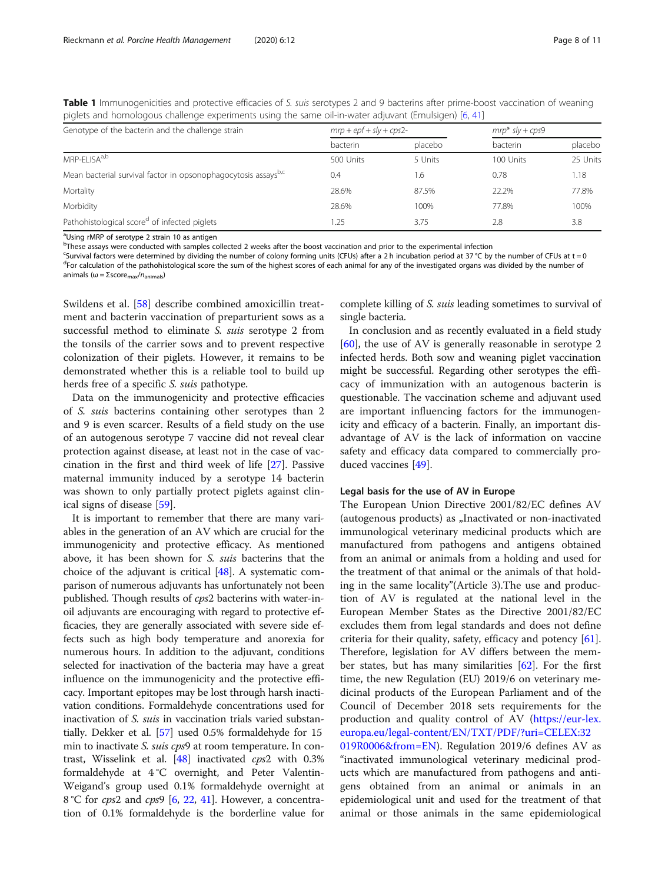**Table 1** Immunogenicities and protective efficacies of *S. suis* serotypes 2 and 9 bacterins after prime-boost vaccination of weaning piglets and homologous challenge experiments using the same oil-in-water adjuvant (Emulsigen) [6, 41]

| Genotype of the bacterin and the challenge strain | *mrp + epf + sly + cps2-* | | *mrp\* sly + cps9* | |
|---|---|---|---|---|
| | bacterin | placebo | bacterin | placebo |
| MRP-ELISA[a,b] | 500 Units | 5 Units | 100 Units | 25 Units |
| Mean bacterial survival factor in opsonophagocytosis assays[b,c] | 0.4 | 1.6 | 0.78 | 1.18 |
| Mortality | 28.6% | 87.5% | 22.2% | 77.8% |
| Morbidity | 28.6% | 100% | 77.8% | 100% |
| Pathohistological score[d] of infected piglets | 1.25 | 3.75 | 2.8 | 3.8 |

[a]Using rMRP of serotype 2 strain 10 as antigen
[b]These assays were conducted with samples collected 2 weeks after the boost vaccination and prior to the experimental infection
[c]Survival factors were determined by dividing the number of colony forming units (CFUs) after a 2 h incubation period at 37 °C by the number of CFUs at t = 0
[d]For calculation of the pathohistological score the sum of the highest scores of each animal for any of the investigated organs was divided by the number of animals ($\omega = \Sigma score_{max}/n_{animals}$)

Swildens et al. [58] describe combined amoxicillin treatment and bacterin vaccination of preparturient sows as a successful method to eliminate *S. suis* serotype 2 from the tonsils of the carrier sows and to prevent respective colonization of their piglets. However, it remains to be demonstrated whether this is a reliable tool to build up herds free of a specific *S. suis* pathotype.

Data on the immunogenicity and protective efficacies of *S. suis* bacterins containing other serotypes than 2 and 9 is even scarcer. Results of a field study on the use of an autogenous serotype 7 vaccine did not reveal clear protection against disease, at least not in the case of vaccination in the first and third week of life [27]. Passive maternal immunity induced by a serotype 14 bacterin was shown to only partially protect piglets against clinical signs of disease [59].

It is important to remember that there are many variables in the generation of an AV which are crucial for the immunogenicity and protective efficacy. As mentioned above, it has been shown for *S. suis* bacterins that the choice of the adjuvant is critical [48]. A systematic comparison of numerous adjuvants has unfortunately not been published. Though results of *cps*2 bacterins with water-in-oil adjuvants are encouraging with regard to protective efficacies, they are generally associated with severe side effects such as high body temperature and anorexia for numerous hours. In addition to the adjuvant, conditions selected for inactivation of the bacteria may have a great influence on the immunogenicity and the protective efficacy. Important epitopes may be lost through harsh inactivation conditions. Formaldehyde concentrations used for inactivation of *S. suis* in vaccination trials varied substantially. Dekker et al. [57] used 0.5% formaldehyde for 15 min to inactivate *S. suis cps*9 at room temperature. In contrast, Wisselink et al. [48] inactivated *cps*2 with 0.3% formaldehyde at 4 °C overnight, and Peter Valentin-Weigand's group used 0.1% formaldehyde overnight at 8 °C for *cps*2 and *cps*9 [6, 22, 41]. However, a concentration of 0.1% formaldehyde is the borderline value for complete killing of *S. suis* leading sometimes to survival of single bacteria.

In conclusion and as recently evaluated in a field study [60], the use of AV is generally reasonable in serotype 2 infected herds. Both sow and weaning piglet vaccination might be successful. Regarding other serotypes the efficacy of immunization with an autogenous bacterin is questionable. The vaccination scheme and adjuvant used are important influencing factors for the immunogenicity and efficacy of a bacterin. Finally, an important disadvantage of AV is the lack of information on vaccine safety and efficacy data compared to commercially produced vaccines [49].

### Legal basis for the use of AV in Europe

The European Union Directive 2001/82/EC defines AV (autogenous products) as „Inactivated or non-inactivated immunological veterinary medicinal products which are manufactured from pathogens and antigens obtained from an animal or animals from a holding and used for the treatment of that animal or the animals of that holding in the same locality"(Article 3).The use and production of AV is regulated at the national level in the European Member States as the Directive 2001/82/EC excludes them from legal standards and does not define criteria for their quality, safety, efficacy and potency [61]. Therefore, legislation for AV differs between the member states, but has many similarities [62]. For the first time, the new Regulation (EU) 2019/6 on veterinary medicinal products of the European Parliament and of the Council of December 2018 sets requirements for the production and quality control of AV (https://eur-lex.europa.eu/legal-content/EN/TXT/PDF/?uri=CELEX:32019R0006&from=EN). Regulation 2019/6 defines AV as "inactivated immunological veterinary medicinal products which are manufactured from pathogens and antigens obtained from an animal or animals in an epidemiological unit and used for the treatment of that animal or those animals in the same epidemiological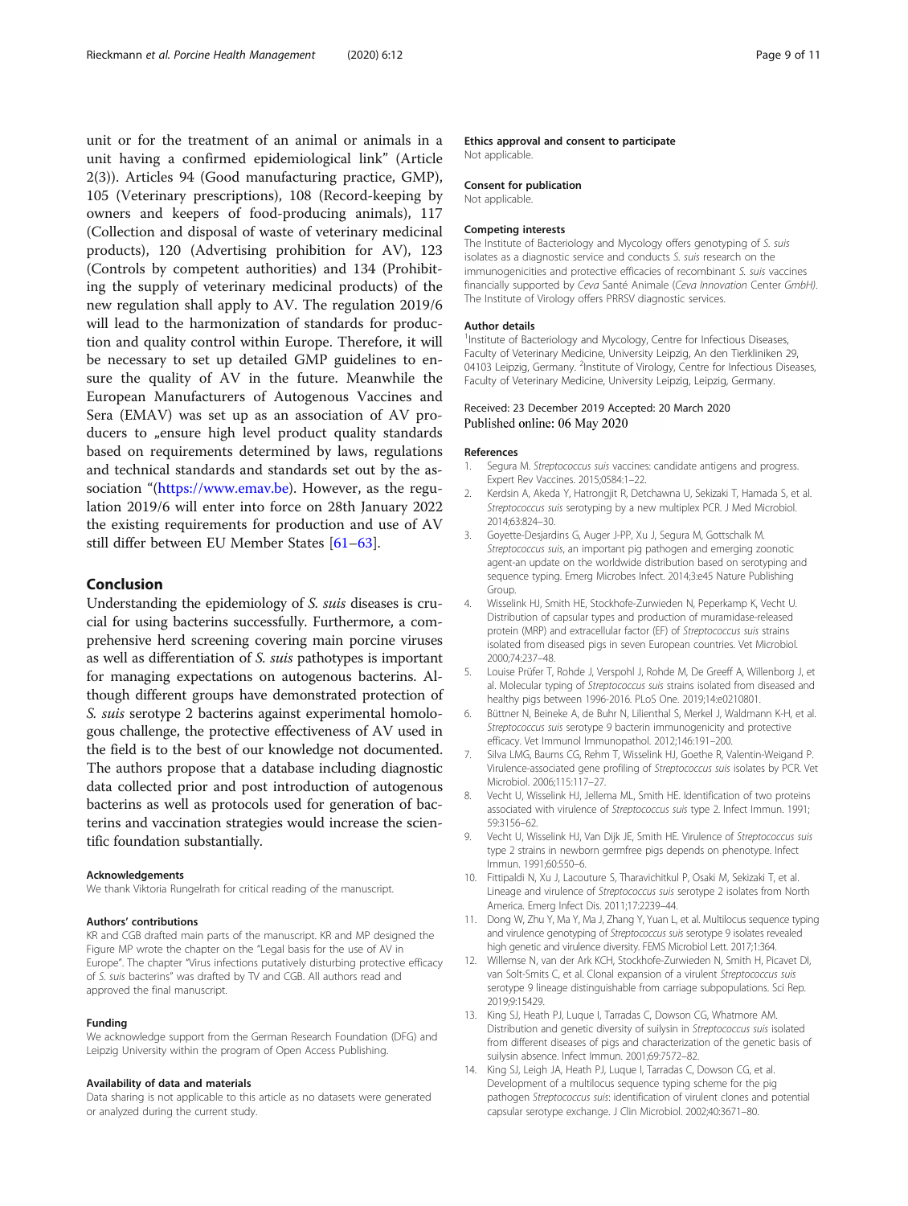unit or for the treatment of an animal or animals in a unit having a confirmed epidemiological link" (Article 2(3)). Articles 94 (Good manufacturing practice, GMP), 105 (Veterinary prescriptions), 108 (Record-keeping by owners and keepers of food-producing animals), 117 (Collection and disposal of waste of veterinary medicinal products), 120 (Advertising prohibition for AV), 123 (Controls by competent authorities) and 134 (Prohibiting the supply of veterinary medicinal products) of the new regulation shall apply to AV. The regulation 2019/6 will lead to the harmonization of standards for production and quality control within Europe. Therefore, it will be necessary to set up detailed GMP guidelines to ensure the quality of AV in the future. Meanwhile the European Manufacturers of Autogenous Vaccines and Sera (EMAV) was set up as an association of AV producers to „ensure high level product quality standards based on requirements determined by laws, regulations and technical standards and standards set out by the association "(https://www.emav.be). However, as the regulation 2019/6 will enter into force on 28th January 2022 the existing requirements for production and use of AV still differ between EU Member States [61–63].

## Conclusion

Understanding the epidemiology of *S. suis* diseases is crucial for using bacterins successfully. Furthermore, a comprehensive herd screening covering main porcine viruses as well as differentiation of *S. suis* pathotypes is important for managing expectations on autogenous bacterins. Although different groups have demonstrated protection of *S. suis* serotype 2 bacterins against experimental homologous challenge, the protective effectiveness of AV used in the field is to the best of our knowledge not documented. The authors propose that a database including diagnostic data collected prior and post introduction of autogenous bacterins as well as protocols used for generation of bacterins and vaccination strategies would increase the scientific foundation substantially.

### Acknowledgements

We thank Viktoria Rungelrath for critical reading of the manuscript.

### Authors' contributions

KR and CGB drafted main parts of the manuscript. KR and MP designed the Figure MP wrote the chapter on the "Legal basis for the use of AV in Europe". The chapter "Virus infections putatively disturbing protective efficacy of *S. suis* bacterins" was drafted by TV and CGB. All authors read and approved the final manuscript.

### Funding

We acknowledge support from the German Research Foundation (DFG) and Leipzig University within the program of Open Access Publishing.

### Availability of data and materials

Data sharing is not applicable to this article as no datasets were generated or analyzed during the current study.

### Ethics approval and consent to participate

Not applicable.

### Consent for publication

Not applicable.

### Competing interests

The Institute of Bacteriology and Mycology offers genotyping of *S. suis* isolates as a diagnostic service and conducts *S. suis* research on the immunogenicities and protective efficacies of recombinant *S. suis* vaccines financially supported by Ceva Santé Animale (*Ceva Innovation* Center *GmbH)*. The Institute of Virology offers PRRSV diagnostic services.

### Author details

[1]Institute of Bacteriology and Mycology, Centre for Infectious Diseases, Faculty of Veterinary Medicine, University Leipzig, An den Tierkliniken 29, 04103 Leipzig, Germany. [2]Institute of Virology, Centre for Infectious Diseases, Faculty of Veterinary Medicine, University Leipzig, Leipzig, Germany.

Received: 23 December 2019 Accepted: 20 March 2020
Published online: 06 May 2020

### References

1. Segura M. *Streptococcus suis* vaccines: candidate antigens and progress. Expert Rev Vaccines. 2015;0584:1–22.
2. Kerdsin A, Akeda Y, Hatrongjit R, Detchawna U, Sekizaki T, Hamada S, et al. *Streptococcus suis* serotyping by a new multiplex PCR. J Med Microbiol. 2014;63:824–30.
3. Goyette-Desjardins G, Auger J-PP, Xu J, Segura M, Gottschalk M. *Streptococcus suis*, an important pig pathogen and emerging zoonotic agent-an update on the worldwide distribution based on serotyping and sequence typing. Emerg Microbes Infect. 2014;3:e45 Nature Publishing Group.
4. Wisselink HJ, Smith HE, Stockhofe-Zurwieden N, Peperkamp K, Vecht U. Distribution of capsular types and production of muramidase-released protein (MRP) and extracellular factor (EF) of *Streptococcus suis* strains isolated from diseased pigs in seven European countries. Vet Microbiol. 2000;74:237–48.
5. Louise Prüfer T, Rohde J, Verspohl J, Rohde M, De Greeff A, Willenborg J, et al. Molecular typing of *Streptococcus suis* strains isolated from diseased and healthy pigs between 1996-2016. PLoS One. 2019;14:e0210801.
6. Büttner N, Beineke A, de Buhr N, Lilienthal S, Merkel J, Waldmann K-H, et al. *Streptococcus suis* serotype 9 bacterin immunogenicity and protective efficacy. Vet Immunol Immunopathol. 2012;146:191–200.
7. Silva LMG, Baums CG, Rehm T, Wisselink HJ, Goethe R, Valentin-Weigand P. Virulence-associated gene profiling of *Streptococcus suis* isolates by PCR. Vet Microbiol. 2006;115:117–27.
8. Vecht U, Wisselink HJ, Jellema ML, Smith HE. Identification of two proteins associated with virulence of *Streptococcus suis* type 2. Infect Immun. 1991; 59:3156–62.
9. Vecht U, Wisselink HJ, Van Dijk JE, Smith HE. Virulence of *Streptococcus suis* type 2 strains in newborn germfree pigs depends on phenotype. Infect Immun. 1991;60:550–6.
10. Fittipaldi N, Xu J, Lacouture S, Tharavichitkul P, Osaki M, Sekizaki T, et al. Lineage and virulence of *Streptococcus suis* serotype 2 isolates from North America. Emerg Infect Dis. 2011;17:2239–44.
11. Dong W, Zhu Y, Ma Y, Ma J, Zhang Y, Yuan L, et al. Multilocus sequence typing and virulence genotyping of *Streptococcus suis* serotype 9 isolates revealed high genetic and virulence diversity. FEMS Microbiol Lett. 2017;1:364.
12. Willemse N, van der Ark KCH, Stockhofe-Zurwieden N, Smith H, Picavet DI, van Solt-Smits C, et al. Clonal expansion of a virulent *Streptococcus suis* serotype 9 lineage distinguishable from carriage subpopulations. Sci Rep. 2019;9:15429.
13. King SJ, Heath PJ, Luque I, Tarradas C, Dowson CG, Whatmore AM. Distribution and genetic diversity of suilysin in *Streptococcus suis* isolated from different diseases of pigs and characterization of the genetic basis of suilysin absence. Infect Immun. 2001;69:7572–82.
14. King SJ, Leigh JA, Heath PJ, Luque I, Tarradas C, Dowson CG, et al. Development of a multilocus sequence typing scheme for the pig pathogen *Streptococcus suis*: identification of virulent clones and potential capsular serotype exchange. J Clin Microbiol. 2002;40:3671–80.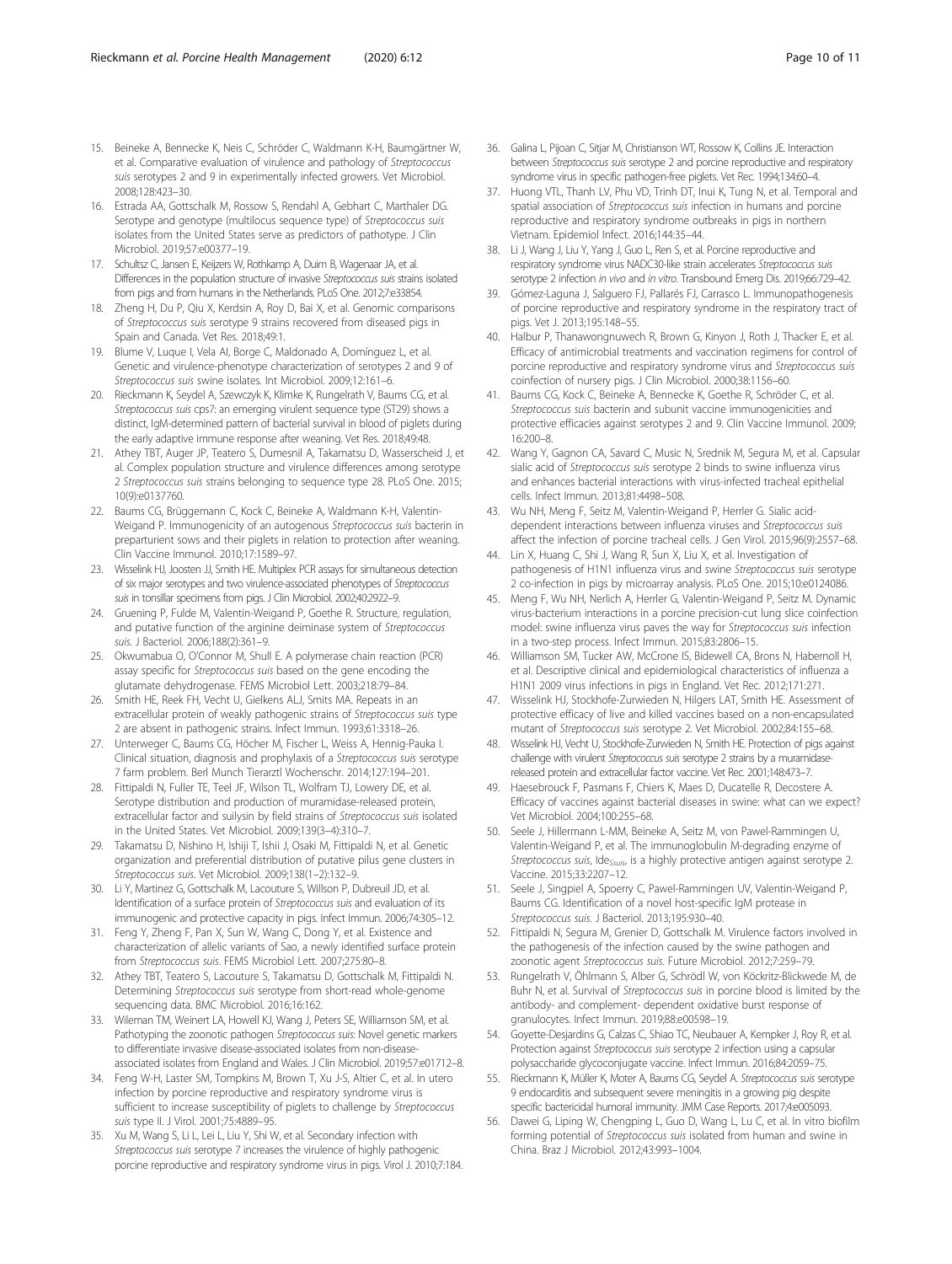15. Beineke A, Bennecke K, Neis C, Schröder C, Waldmann K-H, Baumgärtner W, et al. Comparative evaluation of virulence and pathology of *Streptococcus suis* serotypes 2 and 9 in experimentally infected growers. Vet Microbiol. 2008;128:423–30.
16. Estrada AA, Gottschalk M, Rossow S, Rendahl A, Gebhart C, Marthaler DG. Serotype and genotype (multilocus sequence type) of *Streptococcus suis* isolates from the United States serve as predictors of pathotype. J Clin Microbiol. 2019;57:e00377–19.
17. Schultsz C, Jansen E, Keijzers W, Rothkamp A, Duim B, Wagenaar JA, et al. Differences in the population structure of invasive *Streptococcus suis* strains isolated from pigs and from humans in the Netherlands. PLoS One. 2012;7:e33854.
18. Zheng H, Du P, Qiu X, Kerdsin A, Roy D, Bai X, et al. Genomic comparisons of *Streptococcus suis* serotype 9 strains recovered from diseased pigs in Spain and Canada. Vet Res. 2018;49:1.
19. Blume V, Luque I, Vela AI, Borge C, Maldonado A, Domínguez L, et al. Genetic and virulence-phenotype characterization of serotypes 2 and 9 of *Streptococcus suis* swine isolates. Int Microbiol. 2009;12:161–6.
20. Rieckmann K, Seydel A, Szewczyk K, Klimke K, Rungelrath V, Baums CG, et al. *Streptococcus suis* cps7: an emerging virulent sequence type (ST29) shows a distinct, IgM-determined pattern of bacterial survival in blood of piglets during the early adaptive immune response after weaning. Vet Res. 2018;49:48.
21. Athey TBT, Auger JP, Teatero S, Dumesnil A, Takamatsu D, Wasserscheid J, et al. Complex population structure and virulence differences among serotype 2 *Streptococcus suis* strains belonging to sequence type 28. PLoS One. 2015; 10(9):e0137760.
22. Baums CG, Brüggemann C, Kock C, Beineke A, Waldmann K-H, Valentin-Weigand P. Immunogenicity of an autogenous *Streptococcus suis* bacterin in preparturient sows and their piglets in relation to protection after weaning. Clin Vaccine Immunol. 2010;17:1589–97.
23. Wisselink HJ, Joosten JJ, Smith HE. Multiplex PCR assays for simultaneous detection of six major serotypes and two virulence-associated phenotypes of *Streptococcus suis* in tonsillar specimens from pigs. J Clin Microbiol. 2002;40:2922–9.
24. Gruening P, Fulde M, Valentin-Weigand P, Goethe R. Structure, regulation, and putative function of the arginine deiminase system of *Streptococcus suis*. J Bacteriol. 2006;188(2):361–9.
25. Okwumabua O, O'Connor M, Shull E. A polymerase chain reaction (PCR) assay specific for *Streptococcus suis* based on the gene encoding the glutamate dehydrogenase. FEMS Microbiol Lett. 2003;218:79–84.
26. Smith HE, Reek FH, Vecht U, Gielkens ALJ, Smits MA. Repeats in an extracellular protein of weakly pathogenic strains of *Streptococcus suis* type 2 are absent in pathogenic strains. Infect Immun. 1993;61:3318–26.
27. Unterweger C, Baums CG, Höcher M, Fischer L, Weiss A, Hennig-Pauka I. Clinical situation, diagnosis and prophylaxis of a *Streptococcus suis* serotype 7 farm problem. Berl Munch Tierarztl Wochenschr. 2014;127:194–201.
28. Fittipaldi N, Fuller TE, Teel JF, Wilson TL, Wolfram TJ, Lowery DE, et al. Serotype distribution and production of muramidase-released protein, extracellular factor and suilysin by field strains of *Streptococcus suis* isolated in the United States. Vet Microbiol. 2009;139(3–4):310–7.
29. Takamatsu D, Nishino H, Ishiji T, Ishii J, Osaki M, Fittipaldi N, et al. Genetic organization and preferential distribution of putative pilus gene clusters in *Streptococcus suis*. Vet Microbiol. 2009;138(1–2):132–9.
30. Li Y, Martinez G, Gottschalk M, Lacouture S, Willson P, Dubreuil JD, et al. Identification of a surface protein of *Streptococcus suis* and evaluation of its immunogenic and protective capacity in pigs. Infect Immun. 2006;74:305–12.
31. Feng Y, Zheng F, Pan X, Sun W, Wang C, Dong Y, et al. Existence and characterization of allelic variants of Sao, a newly identified surface protein from *Streptococcus suis*. FEMS Microbiol Lett. 2007;275:80–8.
32. Athey TBT, Teatero S, Lacouture S, Takamatsu D, Gottschalk M, Fittipaldi N. Determining *Streptococcus suis* serotype from short-read whole-genome sequencing data. BMC Microbiol. 2016;16:162.
33. Wileman TM, Weinert LA, Howell KJ, Wang J, Peters SE, Williamson SM, et al. Pathotyping the zoonotic pathogen *Streptococcus suis*: Novel genetic markers to differentiate invasive disease-associated isolates from non-disease-associated isolates from England and Wales. J Clin Microbiol. 2019;57:e01712–8.
34. Feng W-H, Laster SM, Tompkins M, Brown T, Xu J-S, Altier C, et al. In utero infection by porcine reproductive and respiratory syndrome virus is sufficient to increase susceptibility of piglets to challenge by *Streptococcus suis* type II. J Virol. 2001;75:4889–95.
35. Xu M, Wang S, Li L, Lei L, Liu Y, Shi W, et al. Secondary infection with *Streptococcus suis* serotype 7 increases the virulence of highly pathogenic porcine reproductive and respiratory syndrome virus in pigs. Virol J. 2010;7:184.
36. Galina L, Pijoan C, Sitjar M, Christianson WT, Rossow K, Collins JE. Interaction between *Streptococcus suis* serotype 2 and porcine reproductive and respiratory syndrome virus in specific pathogen-free piglets. Vet Rec. 1994;134:60–4.
37. Huong VTL, Thanh LV, Phu VD, Trinh DT, Inui K, Tung N, et al. Temporal and spatial association of *Streptococcus suis* infection in humans and porcine reproductive and respiratory syndrome outbreaks in pigs in northern Vietnam. Epidemiol Infect. 2016;144:35–44.
38. Li J, Wang J, Liu Y, Yang J, Guo L, Ren S, et al. Porcine reproductive and respiratory syndrome virus NADC30-like strain accelerates *Streptococcus suis* serotype 2 infection *in vivo* and *in vitro*. Transbound Emerg Dis. 2019;66:729–42.
39. Gómez-Laguna J, Salguero FJ, Pallarés FJ, Carrasco L. Immunopathogenesis of porcine reproductive and respiratory syndrome in the respiratory tract of pigs. Vet J. 2013;195:148–55.
40. Halbur P, Thanawongnuwech R, Brown G, Kinyon J, Roth J, Thacker E, et al. Efficacy of antimicrobial treatments and vaccination regimens for control of porcine reproductive and respiratory syndrome virus and *Streptococcus suis* coinfection of nursery pigs. J Clin Microbiol. 2000;38:1156–60.
41. Baums CG, Kock C, Beineke A, Bennecke K, Goethe R, Schröder C, et al. *Streptococcus suis* bacterin and subunit vaccine immunogenicities and protective efficacies against serotypes 2 and 9. Clin Vaccine Immunol. 2009; 16:200–8.
42. Wang Y, Gagnon CA, Savard C, Music N, Srednik M, Segura M, et al. Capsular sialic acid of *Streptococcus suis* serotype 2 binds to swine influenza virus and enhances bacterial interactions with virus-infected tracheal epithelial cells. Infect Immun. 2013;81:4498–508.
43. Wu NH, Meng F, Seitz M, Valentin-Weigand P, Herrler G. Sialic acid-dependent interactions between influenza viruses and *Streptococcus suis* affect the infection of porcine tracheal cells. J Gen Virol. 2015;96(9):2557–68.
44. Lin X, Huang C, Shi J, Wang R, Sun X, Liu X, et al. Investigation of pathogenesis of H1N1 influenza virus and swine *Streptococcus suis* serotype 2 co-infection in pigs by microarray analysis. PLoS One. 2015;10:e0124086.
45. Meng F, Wu NH, Nerlich A, Herrler G, Valentin-Weigand P, Seitz M. Dynamic virus-bacterium interactions in a porcine precision-cut lung slice coinfection model: swine influenza virus paves the way for *Streptococcus suis* infection in a two-step process. Infect Immun. 2015;83:2806–15.
46. Williamson SM, Tucker AW, McCrone IS, Bidewell CA, Brons N, Habernoll H, et al. Descriptive clinical and epidemiological characteristics of influenza a H1N1 2009 virus infections in pigs in England. Vet Rec. 2012;171:271.
47. Wisselink HJ, Stockhofe-Zurwieden N, Hilgers LAT, Smith HE. Assessment of protective efficacy of live and killed vaccines based on a non-encapsulated mutant of *Streptococcus suis* serotype 2. Vet Microbiol. 2002;84:155–68.
48. Wisselink HJ, Vecht U, Stockhofe-Zurwieden N, Smith HE. Protection of pigs against challenge with virulent *Streptococcus suis* serotype 2 strains by a muramidase-released protein and extracellular factor vaccine. Vet Rec. 2001;148:473–7.
49. Haesebrouck F, Pasmans F, Chiers K, Maes D, Ducatelle R, Decostere A. Efficacy of vaccines against bacterial diseases in swine: what can we expect? Vet Microbiol. 2004;100:255–68.
50. Seele J, Hillermann L-MM, Beineke A, Seitz M, von Pawel-Rammingen U, Valentin-Weigand P, et al. The immunoglobulin M-degrading enzyme of *Streptococcus suis*, $Ide_{Ssuis}$, is a highly protective antigen against serotype 2. Vaccine. 2015;33:2207–12.
51. Seele J, Singpiel A, Spoerry C, Pawel-Rammingen UV, Valentin-Weigand P, Baums CG. Identification of a novel host-specific IgM protease in *Streptococcus suis*. J Bacteriol. 2013;195:930–40.
52. Fittipaldi N, Segura M, Grenier D, Gottschalk M. Virulence factors involved in the pathogenesis of the infection caused by the swine pathogen and zoonotic agent *Streptococcus suis*. Future Microbiol. 2012;7:259–79.
53. Rungelrath V, Öhlmann S, Alber G, Schrödl W, von Köckritz-Blickwede M, de Buhr N, et al. Survival of *Streptococcus suis* in porcine blood is limited by the antibody- and complement- dependent oxidative burst response of granulocytes. Infect Immun. 2019;88:e00598–19.
54. Goyette-Desjardins G, Calzas C, Shiao TC, Neubauer A, Kempker J, Roy R, et al. Protection against *Streptococcus suis* serotype 2 infection using a capsular polysaccharide glycoconjugate vaccine. Infect Immun. 2016;84:2059–75.
55. Rieckmann K, Müller K, Moter A, Baums CG, Seydel A. *Streptococcus suis* serotype 9 endocarditis and subsequent severe meningitis in a growing pig despite specific bactericidal humoral immunity. JMM Case Reports. 2017;4:e005093.
56. Dawei G, Liping W, Chengping L, Guo D, Wang L, Lu C, et al. In vitro biofilm forming potential of *Streptococcus suis* isolated from human and swine in China. Braz J Microbiol. 2012;43:993–1004.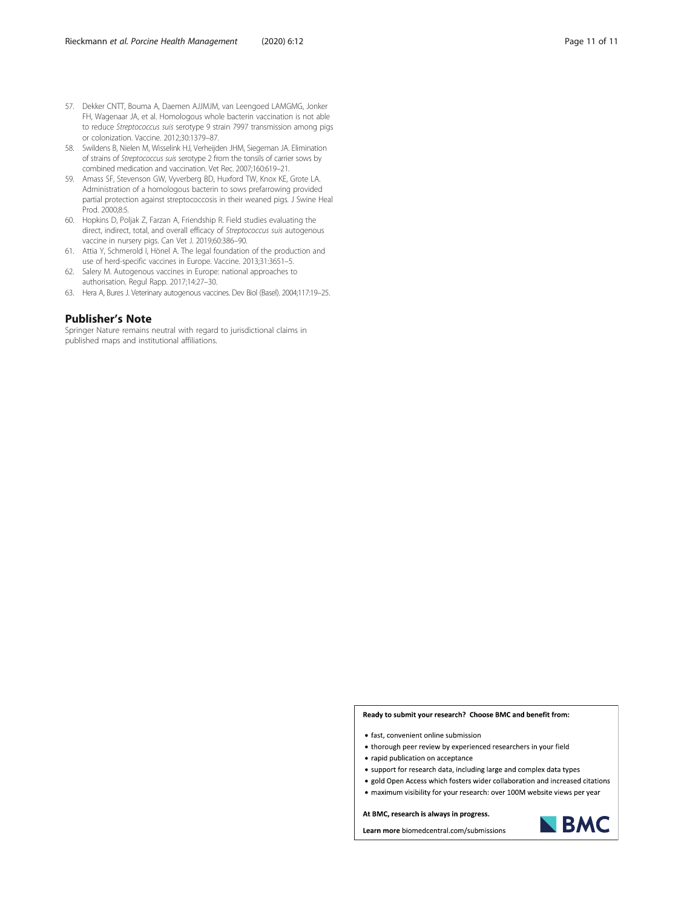57. Dekker CNTT, Bouma A, Daemen AJJMJM, van Leengoed LAMGMG, Jonker FH, Wagenaar JA, et al. Homologous whole bacterin vaccination is not able to reduce *Streptococcus suis* serotype 9 strain 7997 transmission among pigs or colonization. Vaccine. 2012;30:1379–87.
58. Swildens B, Nielen M, Wisselink HJ, Verheijden JHM, Siegeman JA. Elimination of strains of *Streptococcus suis* serotype 2 from the tonsils of carrier sows by combined medication and vaccination. Vet Rec. 2007;160:619–21.
59. Amass SF, Stevenson GW, Vyverberg BD, Huxford TW, Knox KE, Grote LA. Administration of a homologous bacterin to sows prefarrowing provided partial protection against streptococcosis in their weaned pigs. J Swine Heal Prod. 2000;8:5.
60. Hopkins D, Poljak Z, Farzan A, Friendship R. Field studies evaluating the direct, indirect, total, and overall efficacy of *Streptococcus suis* autogenous vaccine in nursery pigs. Can Vet J. 2019;60:386–90.
61. Attia Y, Schmerold I, Hönel A. The legal foundation of the production and use of herd-specific vaccines in Europe. Vaccine. 2013;31:3651–5.
62. Salery M. Autogenous vaccines in Europe: national approaches to authorisation. Regul Rapp. 2017;14:27–30.
63. Hera A, Bures J. Veterinary autogenous vaccines. Dev Biol (Basel). 2004;117:19–25.

## Publisher's Note

Springer Nature remains neutral with regard to jurisdictional claims in published maps and institutional affiliations.

**Ready to submit your research? Choose BMC and benefit from:**

- fast, convenient online submission
- thorough peer review by experienced researchers in your field
- rapid publication on acceptance
- support for research data, including large and complex data types
- gold Open Access which fosters wider collaboration and increased citations
- maximum visibility for your research: over 100M website views per year

**At BMC, research is always in progress.**

**Learn more** biomedcentral.com/submissions

BMC